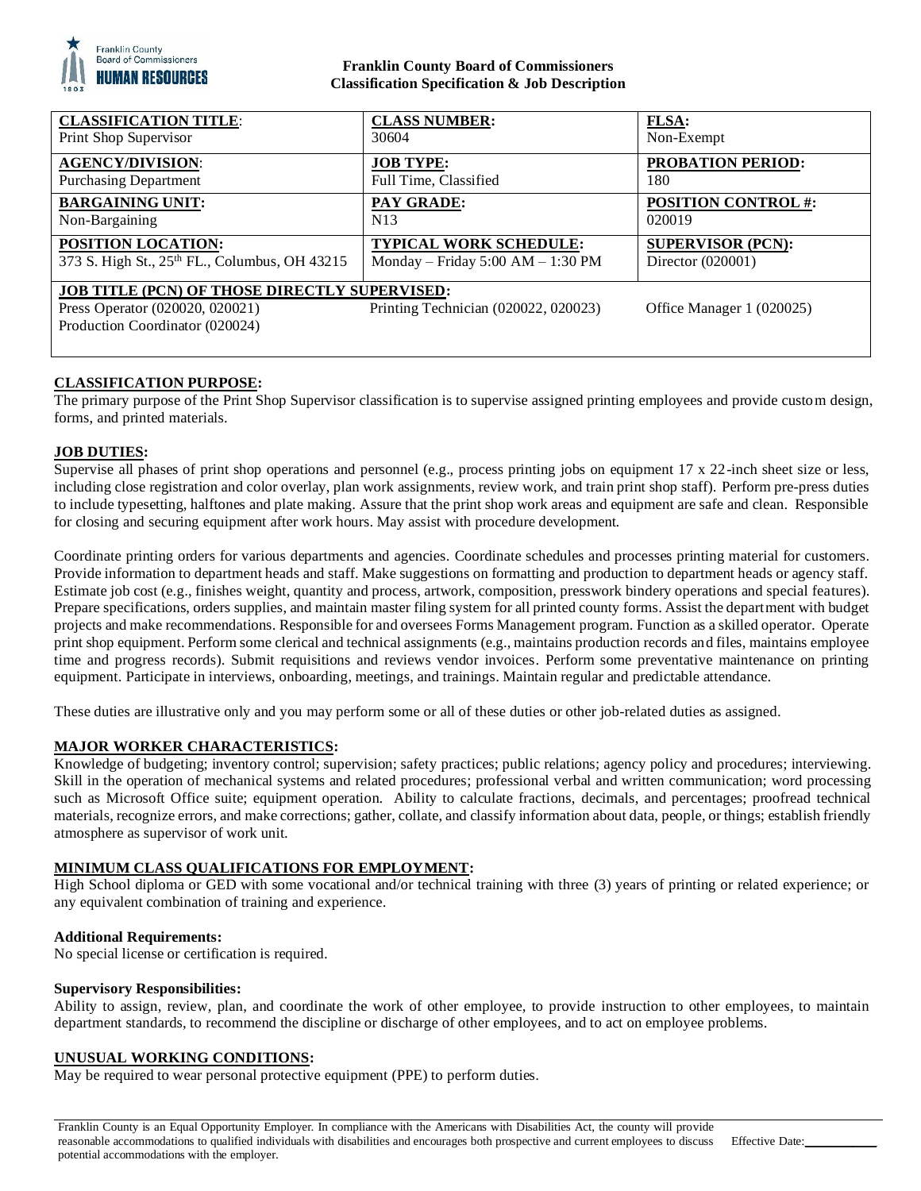**Franklin County Board of Commissioners**
**Classification Specification & Job Description**

| | | |
|---|---|---|
| **CLASSIFICATION TITLE**: Print Shop Supervisor | **CLASS NUMBER:** 30604 | **FLSA:** Non-Exempt |
| **AGENCY/DIVISION**: Purchasing Department | **JOB TYPE:** Full Time, Classified | **PROBATION PERIOD:** 180 |
| **BARGAINING UNIT:** Non-Bargaining | **PAY GRADE:** N13 | **POSITION CONTROL #:** 020019 |
| **POSITION LOCATION:** 373 S. High St., 25th FL., Columbus, OH 43215 | **TYPICAL WORK SCHEDULE:** Monday – Friday 5:00 AM – 1:30 PM | **SUPERVISOR (PCN):** Director (020001) |
| **JOB TITLE (PCN) OF THOSE DIRECTLY SUPERVISED:** Press Operator (020020, 020021) Production Coordinator (020024) | Printing Technician (020022, 020023) | Office Manager 1 (020025) |

## CLASSIFICATION PURPOSE:

The primary purpose of the Print Shop Supervisor classification is to supervise assigned printing employees and provide custom design, forms, and printed materials.

## JOB DUTIES:

Supervise all phases of print shop operations and personnel (e.g., process printing jobs on equipment 17 x 22-inch sheet size or less, including close registration and color overlay, plan work assignments, review work, and train print shop staff). Perform pre-press duties to include typesetting, halftones and plate making. Assure that the print shop work areas and equipment are safe and clean. Responsible for closing and securing equipment after work hours. May assist with procedure development.

Coordinate printing orders for various departments and agencies. Coordinate schedules and processes printing material for customers. Provide information to department heads and staff. Make suggestions on formatting and production to department heads or agency staff. Estimate job cost (e.g., finishes weight, quantity and process, artwork, composition, presswork bindery operations and special features). Prepare specifications, orders supplies, and maintain master filing system for all printed county forms. Assist the department with budget projects and make recommendations. Responsible for and oversees Forms Management program. Function as a skilled operator. Operate print shop equipment. Perform some clerical and technical assignments (e.g., maintains production records and files, maintains employee time and progress records). Submit requisitions and reviews vendor invoices. Perform some preventative maintenance on printing equipment. Participate in interviews, onboarding, meetings, and trainings. Maintain regular and predictable attendance.

These duties are illustrative only and you may perform some or all of these duties or other job-related duties as assigned.

## MAJOR WORKER CHARACTERISTICS:

Knowledge of budgeting; inventory control; supervision; safety practices; public relations; agency policy and procedures; interviewing. Skill in the operation of mechanical systems and related procedures; professional verbal and written communication; word processing such as Microsoft Office suite; equipment operation. Ability to calculate fractions, decimals, and percentages; proofread technical materials, recognize errors, and make corrections; gather, collate, and classify information about data, people, or things; establish friendly atmosphere as supervisor of work unit.

## MINIMUM CLASS QUALIFICATIONS FOR EMPLOYMENT:

High School diploma or GED with some vocational and/or technical training with three (3) years of printing or related experience; or any equivalent combination of training and experience.

### Additional Requirements:

No special license or certification is required.

### Supervisory Responsibilities:

Ability to assign, review, plan, and coordinate the work of other employee, to provide instruction to other employees, to maintain department standards, to recommend the discipline or discharge of other employees, and to act on employee problems.

## UNUSUAL WORKING CONDITIONS:

May be required to wear personal protective equipment (PPE) to perform duties.

Franklin County is an Equal Opportunity Employer. In compliance with the Americans with Disabilities Act, the county will provide reasonable accommodations to qualified individuals with disabilities and encourages both prospective and current employees to discuss potential accommodations with the employer.

Effective Date:___________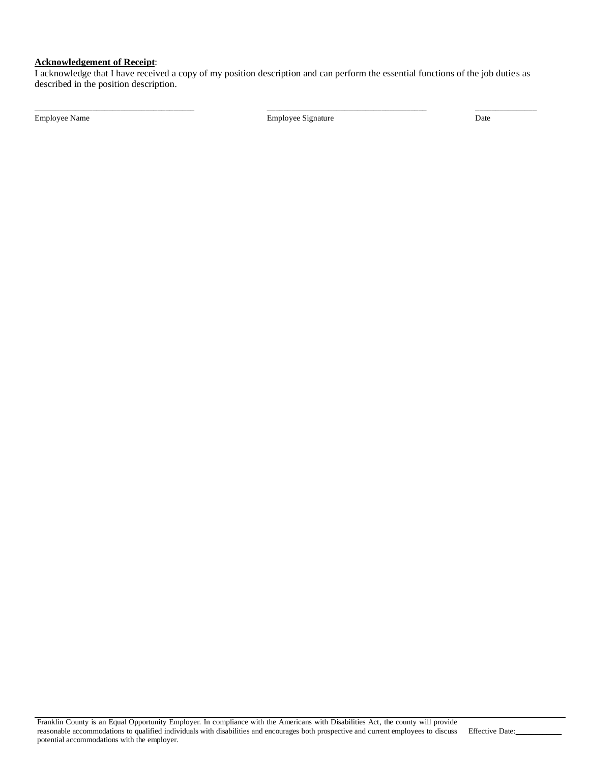**Acknowledgement of Receipt**:
I acknowledge that I have received a copy of my position description and can perform the essential functions of the job duties as described in the position description.

| | | |
|---|---|---|
| _____________________________________ | _____________________________________ | ______________ |
| Employee Name | Employee Signature | Date |

Franklin County is an Equal Opportunity Employer. In compliance with the Americans with Disabilities Act, the county will provide reasonable accommodations to qualified individuals with disabilities and encourages both prospective and current employees to discuss potential accommodations with the employer.

Effective Date:___________